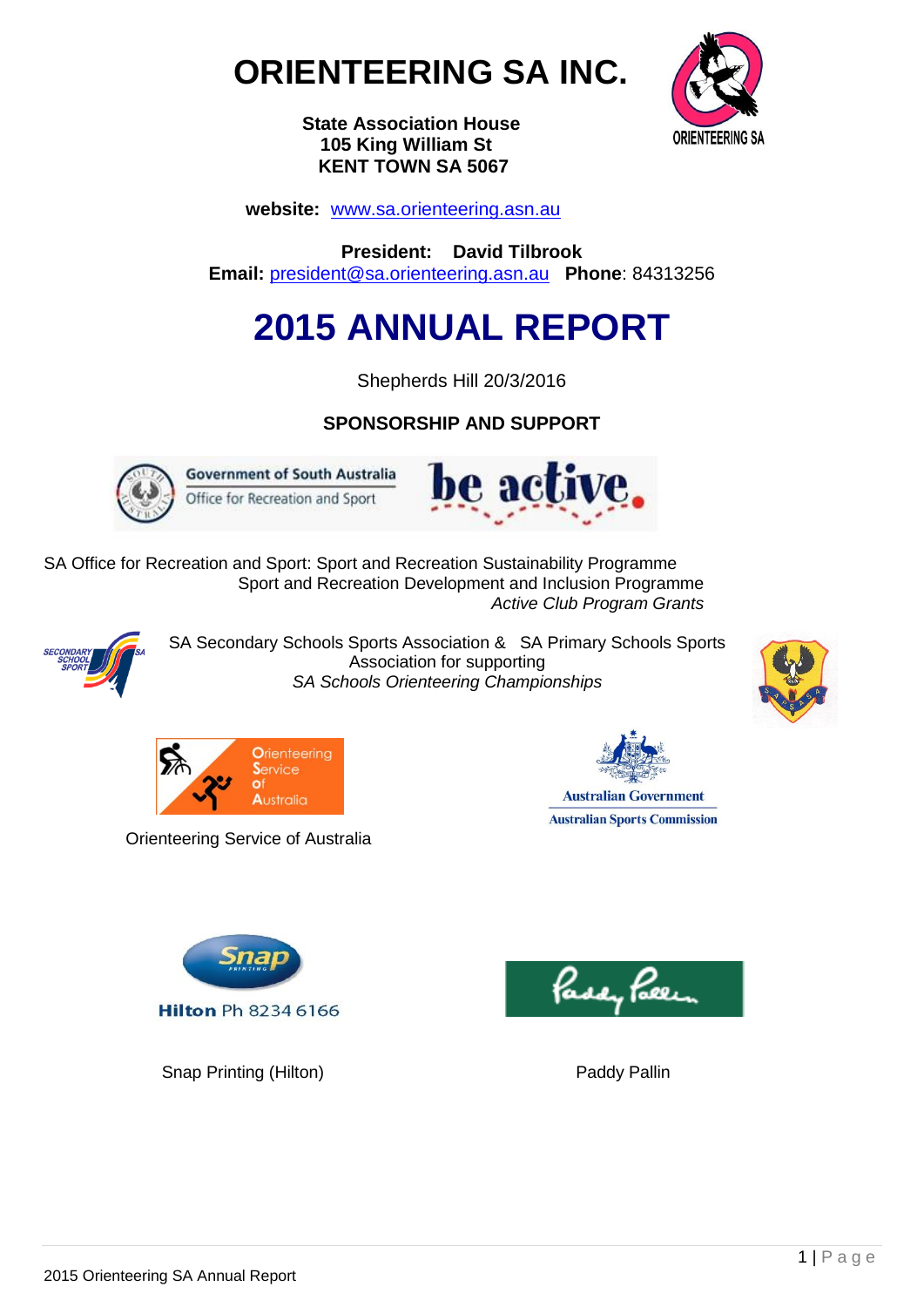# ORIENTEERING SA INC.

**State Association House**
**105 King William St**
**KENT TOWN SA 5067**

**website:** www.sa.orienteering.asn.au

**President: David Tilbrook**
**Email:** president@sa.orienteering.asn.au **Phone**: 84313256

# 2015 ANNUAL REPORT

Shepherds Hill 20/3/2016

## SPONSORSHIP AND SUPPORT

SA Office for Recreation and Sport: Sport and Recreation Sustainability Programme
Sport and Recreation Development and Inclusion Programme
*Active Club Program Grants*

SA Secondary Schools Sports Association & SA Primary Schools Sports Association for supporting
*SA Schools Orienteering Championships*

Orienteering Service of Australia

Australian Government
Australian Sports Commission

Snap Printing (Hilton)

Hilton Ph 8234 6166

Paddy Pallin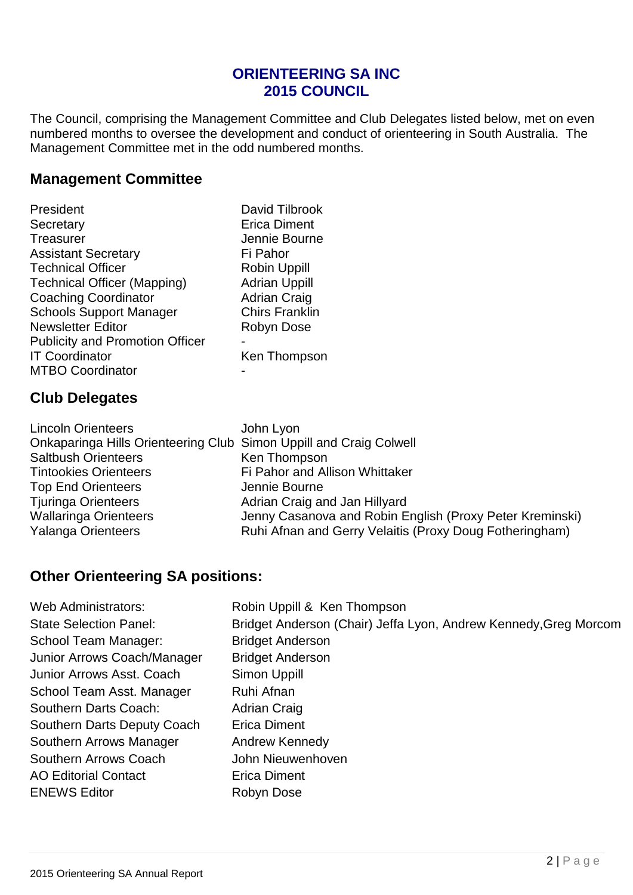# ORIENTEERING SA INC
# 2015 COUNCIL

The Council, comprising the Management Committee and Club Delegates listed below, met on even numbered months to oversee the development and conduct of orienteering in South Australia. The Management Committee met in the odd numbered months.

## Management Committee

| | |
|---|---|
| President | David Tilbrook |
| Secretary | Erica Diment |
| Treasurer | Jennie Bourne |
| Assistant Secretary | Fi Pahor |
| Technical Officer | Robin Uppill |
| Technical Officer (Mapping) | Adrian Uppill |
| Coaching Coordinator | Adrian Craig |
| Schools Support Manager | Chirs Franklin |
| Newsletter Editor | Robyn Dose |
| Publicity and Promotion Officer | - |
| IT Coordinator | Ken Thompson |
| MTBO Coordinator | - |

## Club Delegates

| | |
|---|---|
| Lincoln Orienteers | John Lyon |
| Onkaparinga Hills Orienteering Club | Simon Uppill and Craig Colwell |
| Saltbush Orienteers | Ken Thompson |
| Tintookies Orienteers | Fi Pahor and Allison Whittaker |
| Top End Orienteers | Jennie Bourne |
| Tjuringa Orienteers | Adrian Craig and Jan Hillyard |
| Wallaringa Orienteers | Jenny Casanova and Robin English (Proxy Peter Kreminski) |
| Yalanga Orienteers | Ruhi Afnan and Gerry Velaitis (Proxy Doug Fotheringham) |

## Other Orienteering SA positions:

| | |
|---|---|
| Web Administrators: | Robin Uppill & Ken Thompson |
| State Selection Panel: | Bridget Anderson (Chair) Jeffa Lyon, Andrew Kennedy,Greg Morcom |
| School Team Manager: | Bridget Anderson |
| Junior Arrows Coach/Manager | Bridget Anderson |
| Junior Arrows Asst. Coach | Simon Uppill |
| School Team Asst. Manager | Ruhi Afnan |
| Southern Darts Coach: | Adrian Craig |
| Southern Darts Deputy Coach | Erica Diment |
| Southern Arrows Manager | Andrew Kennedy |
| Southern Arrows Coach | John Nieuwenhoven |
| AO Editorial Contact | Erica Diment |
| ENEWS Editor | Robyn Dose |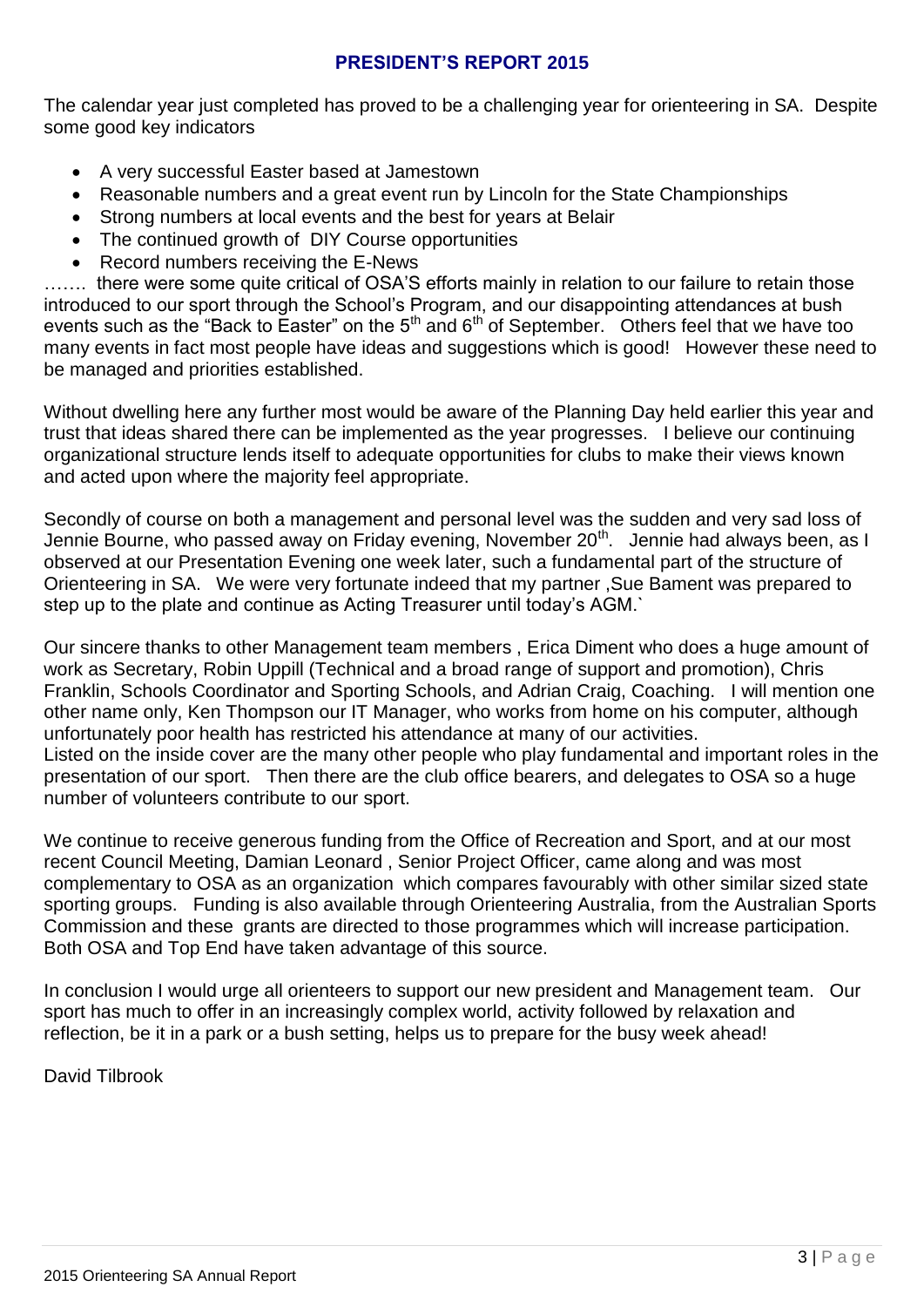## PRESIDENT'S REPORT 2015

The calendar year just completed has proved to be a challenging year for orienteering in SA. Despite some good key indicators

- A very successful Easter based at Jamestown
- Reasonable numbers and a great event run by Lincoln for the State Championships
- Strong numbers at local events and the best for years at Belair
- The continued growth of DIY Course opportunities
- Record numbers receiving the E-News

……. there were some quite critical of OSA'S efforts mainly in relation to our failure to retain those introduced to our sport through the School's Program, and our disappointing attendances at bush events such as the "Back to Easter" on the 5th and 6th of September. Others feel that we have too many events in fact most people have ideas and suggestions which is good! However these need to be managed and priorities established.

Without dwelling here any further most would be aware of the Planning Day held earlier this year and trust that ideas shared there can be implemented as the year progresses. I believe our continuing organizational structure lends itself to adequate opportunities for clubs to make their views known and acted upon where the majority feel appropriate.

Secondly of course on both a management and personal level was the sudden and very sad loss of Jennie Bourne, who passed away on Friday evening, November 20th. Jennie had always been, as I observed at our Presentation Evening one week later, such a fundamental part of the structure of Orienteering in SA. We were very fortunate indeed that my partner ,Sue Bament was prepared to step up to the plate and continue as Acting Treasurer until today's AGM.`

Our sincere thanks to other Management team members , Erica Diment who does a huge amount of work as Secretary, Robin Uppill (Technical and a broad range of support and promotion), Chris Franklin, Schools Coordinator and Sporting Schools, and Adrian Craig, Coaching. I will mention one other name only, Ken Thompson our IT Manager, who works from home on his computer, although unfortunately poor health has restricted his attendance at many of our activities.
Listed on the inside cover are the many other people who play fundamental and important roles in the presentation of our sport. Then there are the club office bearers, and delegates to OSA so a huge number of volunteers contribute to our sport.

We continue to receive generous funding from the Office of Recreation and Sport, and at our most recent Council Meeting, Damian Leonard , Senior Project Officer, came along and was most complementary to OSA as an organization which compares favourably with other similar sized state sporting groups. Funding is also available through Orienteering Australia, from the Australian Sports Commission and these grants are directed to those programmes which will increase participation. Both OSA and Top End have taken advantage of this source.

In conclusion I would urge all orienteers to support our new president and Management team. Our sport has much to offer in an increasingly complex world, activity followed by relaxation and reflection, be it in a park or a bush setting, helps us to prepare for the busy week ahead!

David Tilbrook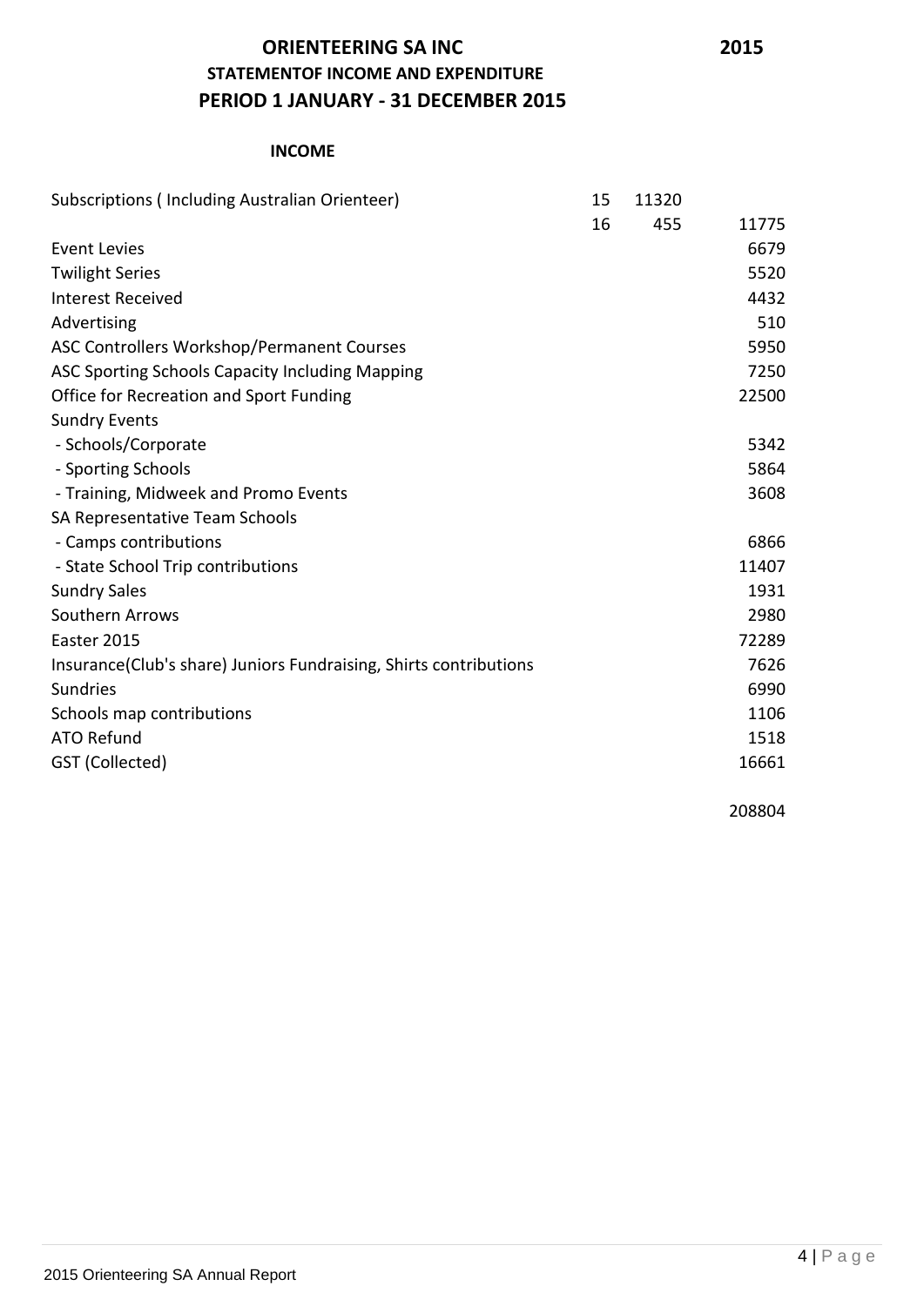# ORIENTEERING SA INC 2015

## STATEMENTOF INCOME AND EXPENDITURE

## PERIOD 1 JANUARY - 31 DECEMBER 2015

### INCOME

| | | | |
|---|---|---|---|
| Subscriptions ( Including Australian Orienteer) | 15 | 11320 | |
| | 16 | 455 | 11775 |
| Event Levies | | | 6679 |
| Twilight Series | | | 5520 |
| Interest Received | | | 4432 |
| Advertising | | | 510 |
| ASC Controllers Workshop/Permanent Courses | | | 5950 |
| ASC Sporting Schools Capacity Including Mapping | | | 7250 |
| Office for Recreation and Sport Funding | | | 22500 |
| Sundry Events | | | |
| - Schools/Corporate | | | 5342 |
| - Sporting Schools | | | 5864 |
| - Training, Midweek and Promo Events | | | 3608 |
| SA Representative Team Schools | | | |
| - Camps contributions | | | 6866 |
| - State School Trip contributions | | | 11407 |
| Sundry Sales | | | 1931 |
| Southern Arrows | | | 2980 |
| Easter 2015 | | | 72289 |
| Insurance(Club's share) Juniors Fundraising, Shirts contributions | | | 7626 |
| Sundries | | | 6990 |
| Schools map contributions | | | 1106 |
| ATO Refund | | | 1518 |
| GST (Collected) | | | 16661 |
| | | | 208804 |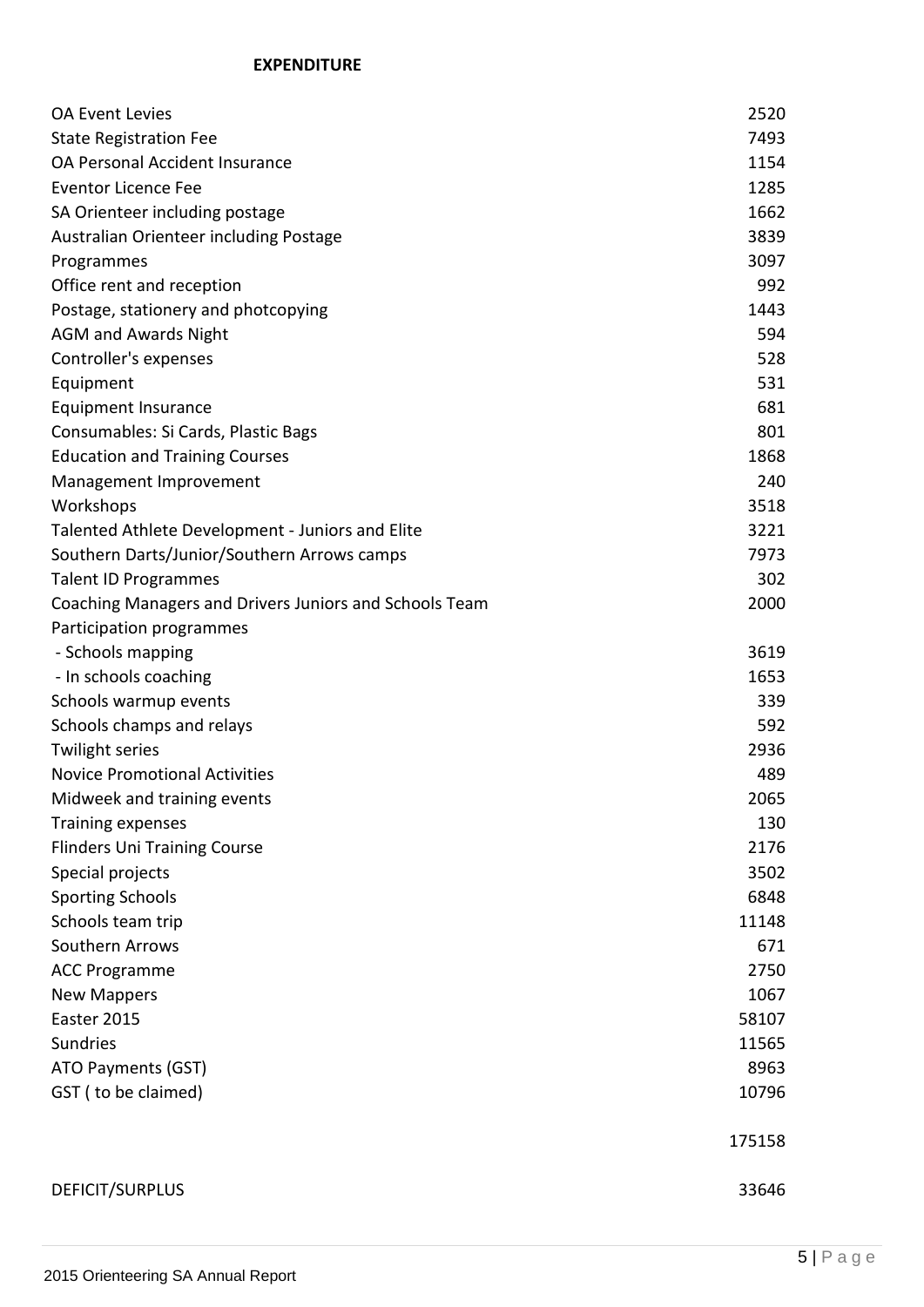**EXPENDITURE**

| | |
|---|---:|
| OA Event Levies | 2520 |
| State Registration Fee | 7493 |
| OA Personal Accident Insurance | 1154 |
| Eventor Licence Fee | 1285 |
| SA Orienteer including postage | 1662 |
| Australian Orienteer including Postage | 3839 |
| Programmes | 3097 |
| Office rent and reception | 992 |
| Postage, stationery and photcopying | 1443 |
| AGM and Awards Night | 594 |
| Controller's expenses | 528 |
| Equipment | 531 |
| Equipment Insurance | 681 |
| Consumables: Si Cards, Plastic Bags | 801 |
| Education and Training Courses | 1868 |
| Management Improvement | 240 |
| Workshops | 3518 |
| Talented Athlete Development - Juniors and Elite | 3221 |
| Southern Darts/Junior/Southern Arrows camps | 7973 |
| Talent ID Programmes | 302 |
| Coaching Managers and Drivers Juniors and Schools Team | 2000 |
| Participation programmes | |
| - Schools mapping | 3619 |
| - In schools coaching | 1653 |
| Schools warmup events | 339 |
| Schools champs and relays | 592 |
| Twilight series | 2936 |
| Novice Promotional Activities | 489 |
| Midweek and training events | 2065 |
| Training expenses | 130 |
| Flinders Uni Training Course | 2176 |
| Special projects | 3502 |
| Sporting Schools | 6848 |
| Schools team trip | 11148 |
| Southern Arrows | 671 |
| ACC Programme | 2750 |
| New Mappers | 1067 |
| Easter 2015 | 58107 |
| Sundries | 11565 |
| ATO Payments (GST) | 8963 |
| GST ( to be claimed) | 10796 |
| | 175158 |
| DEFICIT/SURPLUS | 33646 |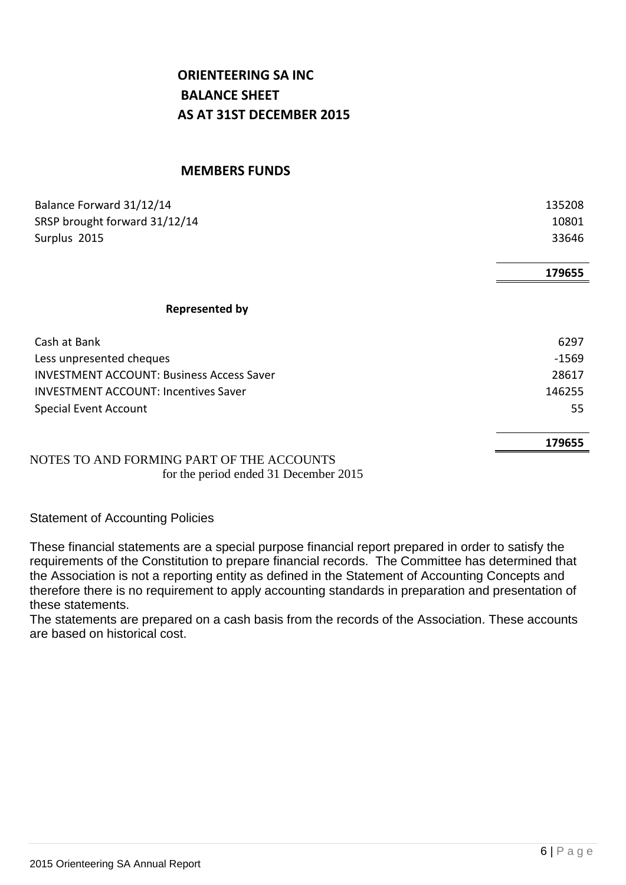# ORIENTEERING SA INC
## BALANCE SHEET
## AS AT 31ST DECEMBER 2015

### MEMBERS FUNDS

| | |
|---|---|
| Balance Forward 31/12/14 | 135208 |
| SRSP brought forward 31/12/14 | 10801 |
| Surplus 2015 | 33646 |
| | **179655** |

**Represented by**

| | |
|---|---|
| Cash at Bank | 6297 |
| Less unpresented cheques | -1569 |
| INVESTMENT ACCOUNT: Business Access Saver | 28617 |
| INVESTMENT ACCOUNT: Incentives Saver | 146255 |
| Special Event Account | 55 |
| | **179655** |

NOTES TO AND FORMING PART OF THE ACCOUNTS
for the period ended 31 December 2015

Statement of Accounting Policies

These financial statements are a special purpose financial report prepared in order to satisfy the requirements of the Constitution to prepare financial records. The Committee has determined that the Association is not a reporting entity as defined in the Statement of Accounting Concepts and therefore there is no requirement to apply accounting standards in preparation and presentation of these statements.
The statements are prepared on a cash basis from the records of the Association. These accounts are based on historical cost.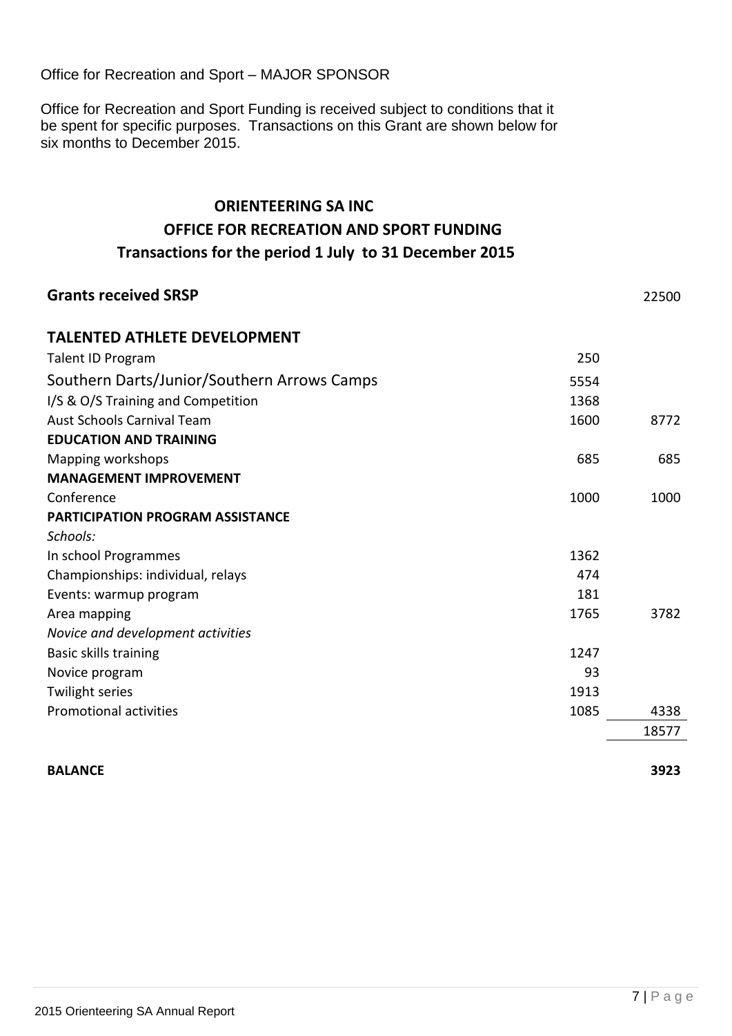Office for Recreation and Sport – MAJOR SPONSOR

Office for Recreation and Sport Funding is received subject to conditions that it be spent for specific purposes. Transactions on this Grant are shown below for six months to December 2015.

## ORIENTEERING SA INC
## OFFICE FOR RECREATION AND SPORT FUNDING
### Transactions for the period 1 July to 31 December 2015

| | | |
|---|---|---|
| **Grants received SRSP** | | 22500 |
| **TALENTED ATHLETE DEVELOPMENT** | | |
| Talent ID Program | 250 | |
| Southern Darts/Junior/Southern Arrows Camps | 5554 | |
| I/S & O/S Training and Competition | 1368 | |
| Aust Schools Carnival Team | 1600 | 8772 |
| **EDUCATION AND TRAINING** | | |
| Mapping workshops | 685 | 685 |
| **MANAGEMENT IMPROVEMENT** | | |
| Conference | 1000 | 1000 |
| **PARTICIPATION PROGRAM ASSISTANCE** | | |
| *Schools:* | | |
| In school Programmes | 1362 | |
| Championships: individual, relays | 474 | |
| Events: warmup program | 181 | |
| Area mapping | 1765 | 3782 |
| *Novice and development activities* | | |
| Basic skills training | 1247 | |
| Novice program | 93 | |
| Twilight series | 1913 | |
| Promotional activities | 1085 | 4338 |
| | | 18577 |
| **BALANCE** | | **3923** |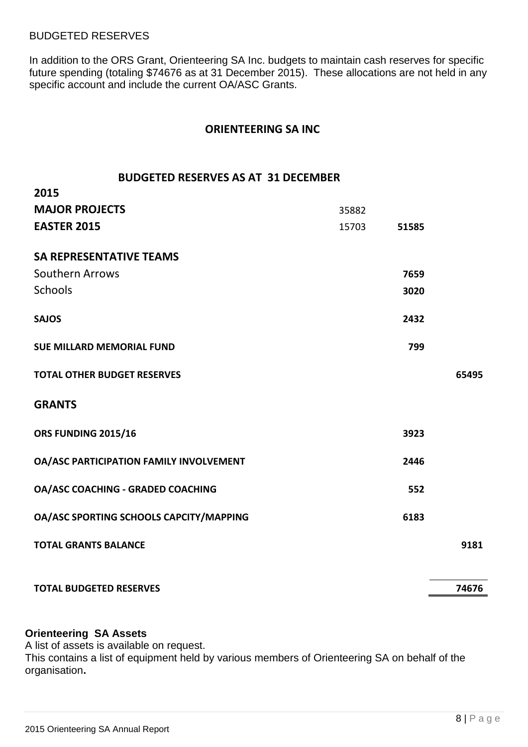BUDGETED RESERVES

In addition to the ORS Grant, Orienteering SA Inc. budgets to maintain cash reserves for specific future spending (totaling $74676 as at 31 December 2015). These allocations are not held in any specific account and include the current OA/ASC Grants.

## ORIENTEERING SA INC

### BUDGETED RESERVES AS AT 31 DECEMBER 2015

| | | | |
|---|---|---|---|
| **MAJOR PROJECTS** | 35882 | | |
| **EASTER 2015** | 15703 | **51585** | |
| **SA REPRESENTATIVE TEAMS** | | | |
| Southern Arrows | | **7659** | |
| Schools | | **3020** | |
| **SAJOS** | | **2432** | |
| **SUE MILLARD MEMORIAL FUND** | | **799** | |
| **TOTAL OTHER BUDGET RESERVES** | | | **65495** |
| **GRANTS** | | | |
| **ORS FUNDING 2015/16** | | **3923** | |
| **OA/ASC PARTICIPATION FAMILY INVOLVEMENT** | | **2446** | |
| **OA/ASC COACHING - GRADED COACHING** | | **552** | |
| **OA/ASC SPORTING SCHOOLS CAPCITY/MAPPING** | | **6183** | |
| **TOTAL GRANTS BALANCE** | | | **9181** |
| **TOTAL BUDGETED RESERVES** | | | **74676** |

**Orienteering SA Assets**

A list of assets is available on request.

This contains a list of equipment held by various members of Orienteering SA on behalf of the organisation**.**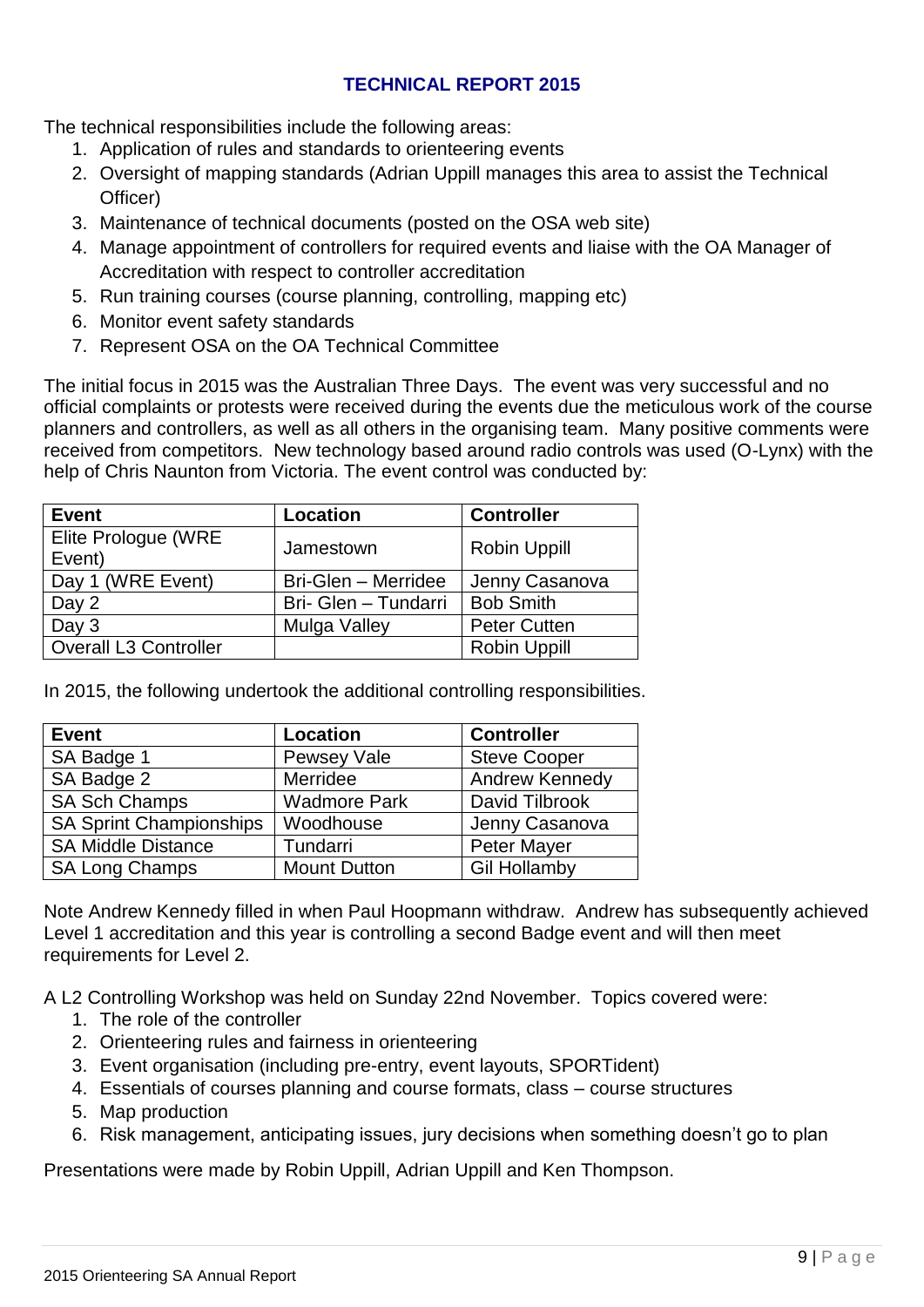# TECHNICAL REPORT 2015

The technical responsibilities include the following areas:

1. Application of rules and standards to orienteering events
2. Oversight of mapping standards (Adrian Uppill manages this area to assist the Technical Officer)
3. Maintenance of technical documents (posted on the OSA web site)
4. Manage appointment of controllers for required events and liaise with the OA Manager of Accreditation with respect to controller accreditation
5. Run training courses (course planning, controlling, mapping etc)
6. Monitor event safety standards
7. Represent OSA on the OA Technical Committee

The initial focus in 2015 was the Australian Three Days. The event was very successful and no official complaints or protests were received during the events due the meticulous work of the course planners and controllers, as well as all others in the organising team. Many positive comments were received from competitors. New technology based around radio controls was used (O-Lynx) with the help of Chris Naunton from Victoria. The event control was conducted by:

| Event | Location | Controller |
|---|---|---|
| Elite Prologue (WRE Event) | Jamestown | Robin Uppill |
| Day 1 (WRE Event) | Bri-Glen – Merridee | Jenny Casanova |
| Day 2 | Bri- Glen – Tundarri | Bob Smith |
| Day 3 | Mulga Valley | Peter Cutten |
| Overall L3 Controller | | Robin Uppill |

In 2015, the following undertook the additional controlling responsibilities.

| Event | Location | Controller |
|---|---|---|
| SA Badge 1 | Pewsey Vale | Steve Cooper |
| SA Badge 2 | Merridee | Andrew Kennedy |
| SA Sch Champs | Wadmore Park | David Tilbrook |
| SA Sprint Championships | Woodhouse | Jenny Casanova |
| SA Middle Distance | Tundarri | Peter Mayer |
| SA Long Champs | Mount Dutton | Gil Hollamby |

Note Andrew Kennedy filled in when Paul Hoopmann withdraw. Andrew has subsequently achieved Level 1 accreditation and this year is controlling a second Badge event and will then meet requirements for Level 2.

A L2 Controlling Workshop was held on Sunday 22nd November. Topics covered were:

1. The role of the controller
2. Orienteering rules and fairness in orienteering
3. Event organisation (including pre-entry, event layouts, SPORTident)
4. Essentials of courses planning and course formats, class – course structures
5. Map production
6. Risk management, anticipating issues, jury decisions when something doesn't go to plan

Presentations were made by Robin Uppill, Adrian Uppill and Ken Thompson.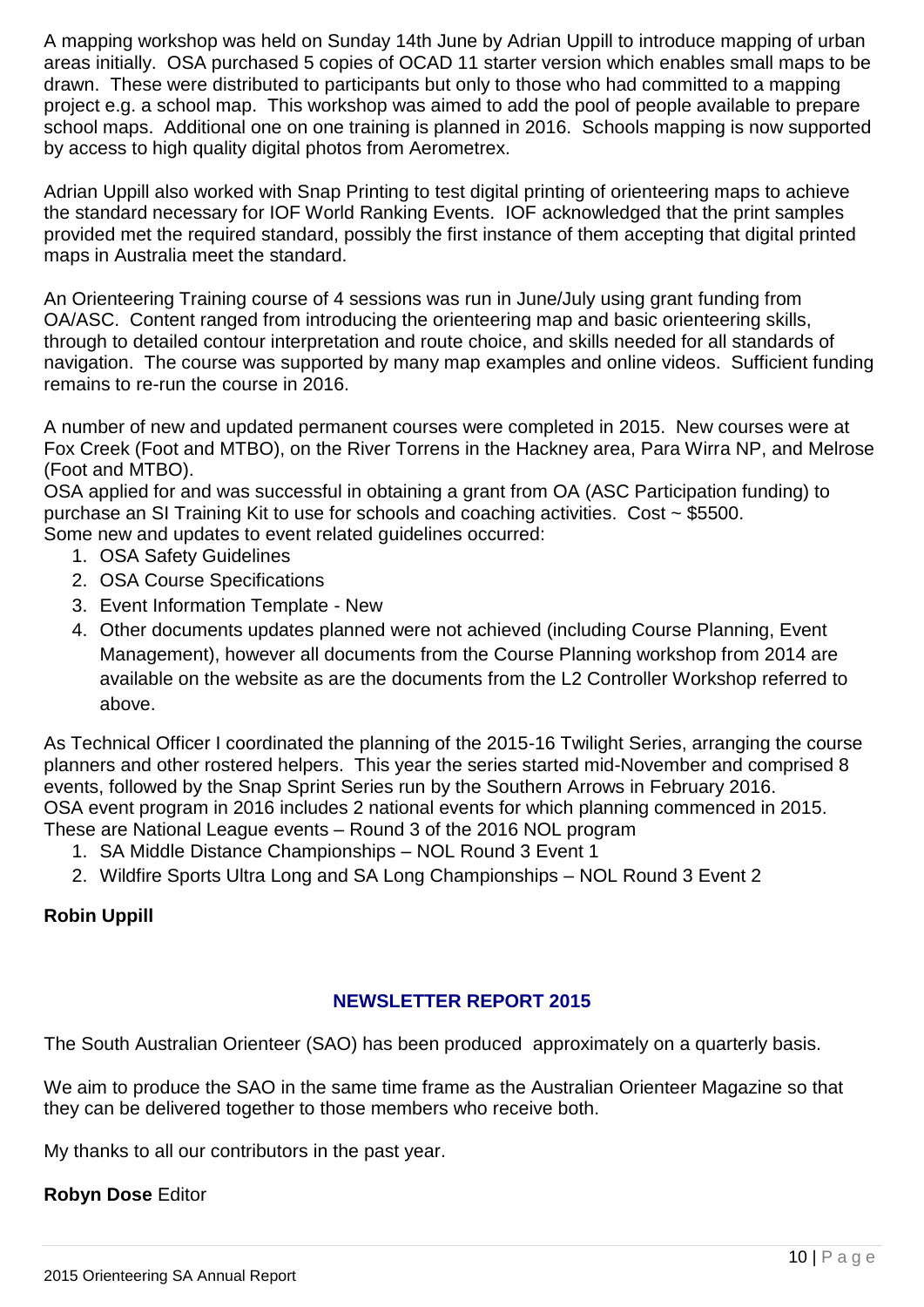A mapping workshop was held on Sunday 14th June by Adrian Uppill to introduce mapping of urban areas initially. OSA purchased 5 copies of OCAD 11 starter version which enables small maps to be drawn. These were distributed to participants but only to those who had committed to a mapping project e.g. a school map. This workshop was aimed to add the pool of people available to prepare school maps. Additional one on one training is planned in 2016. Schools mapping is now supported by access to high quality digital photos from Aerometrex.

Adrian Uppill also worked with Snap Printing to test digital printing of orienteering maps to achieve the standard necessary for IOF World Ranking Events. IOF acknowledged that the print samples provided met the required standard, possibly the first instance of them accepting that digital printed maps in Australia meet the standard.

An Orienteering Training course of 4 sessions was run in June/July using grant funding from OA/ASC. Content ranged from introducing the orienteering map and basic orienteering skills, through to detailed contour interpretation and route choice, and skills needed for all standards of navigation. The course was supported by many map examples and online videos. Sufficient funding remains to re-run the course in 2016.

A number of new and updated permanent courses were completed in 2015. New courses were at Fox Creek (Foot and MTBO), on the River Torrens in the Hackney area, Para Wirra NP, and Melrose (Foot and MTBO).

OSA applied for and was successful in obtaining a grant from OA (ASC Participation funding) to purchase an SI Training Kit to use for schools and coaching activities. Cost ~ $5500.

Some new and updates to event related guidelines occurred:

1. OSA Safety Guidelines
2. OSA Course Specifications
3. Event Information Template - New
4. Other documents updates planned were not achieved (including Course Planning, Event Management), however all documents from the Course Planning workshop from 2014 are available on the website as are the documents from the L2 Controller Workshop referred to above.

As Technical Officer I coordinated the planning of the 2015-16 Twilight Series, arranging the course planners and other rostered helpers. This year the series started mid-November and comprised 8 events, followed by the Snap Sprint Series run by the Southern Arrows in February 2016.

OSA event program in 2016 includes 2 national events for which planning commenced in 2015. These are National League events – Round 3 of the 2016 NOL program

1. SA Middle Distance Championships – NOL Round 3 Event 1
2. Wildfire Sports Ultra Long and SA Long Championships – NOL Round 3 Event 2

**Robin Uppill**

## NEWSLETTER REPORT 2015

The South Australian Orienteer (SAO) has been produced approximately on a quarterly basis.

We aim to produce the SAO in the same time frame as the Australian Orienteer Magazine so that they can be delivered together to those members who receive both.

My thanks to all our contributors in the past year.

**Robyn Dose** Editor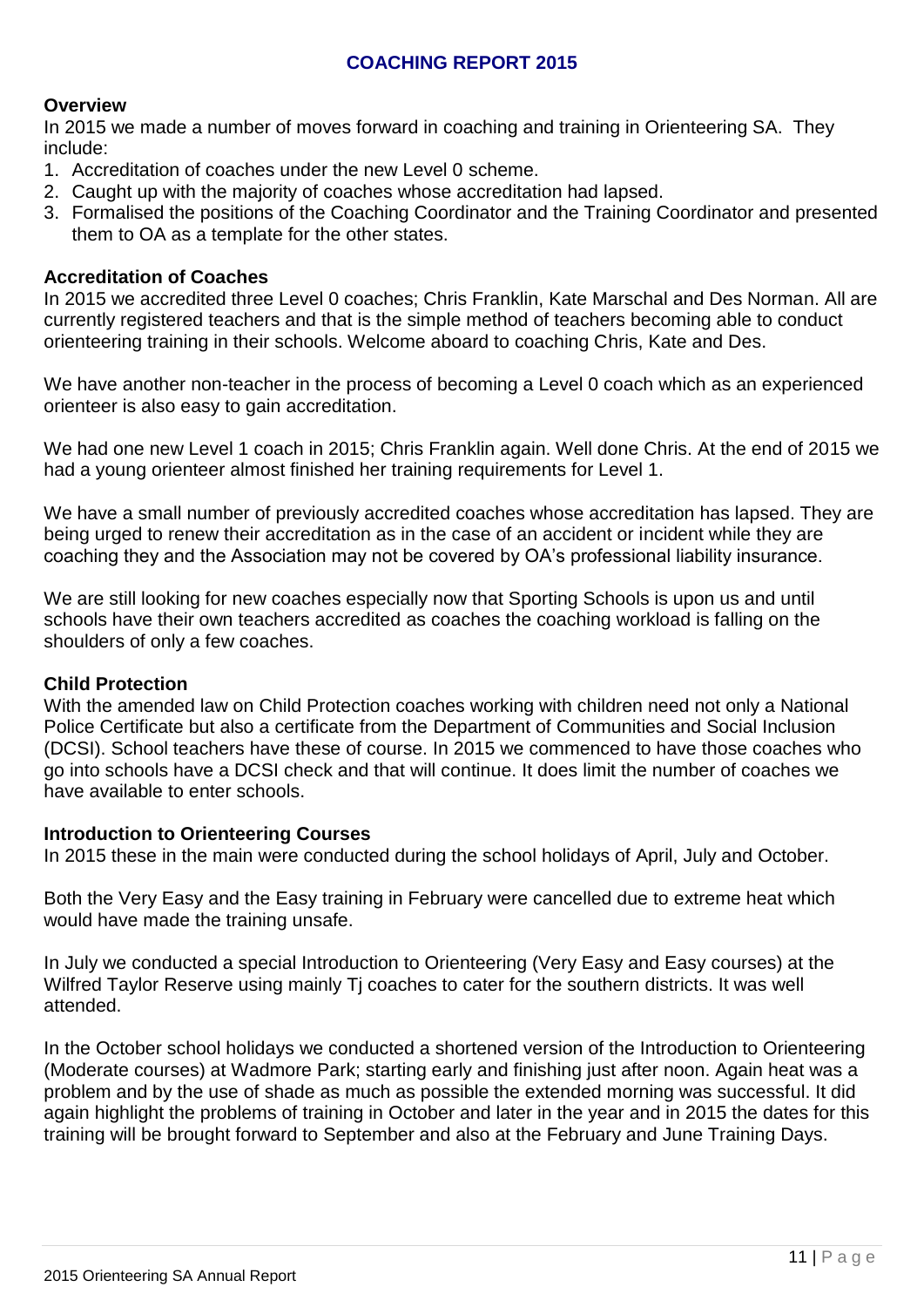## COACHING REPORT 2015

### Overview

In 2015 we made a number of moves forward in coaching and training in Orienteering SA. They include:

1. Accreditation of coaches under the new Level 0 scheme.
2. Caught up with the majority of coaches whose accreditation had lapsed.
3. Formalised the positions of the Coaching Coordinator and the Training Coordinator and presented them to OA as a template for the other states.

### Accreditation of Coaches

In 2015 we accredited three Level 0 coaches; Chris Franklin, Kate Marschal and Des Norman. All are currently registered teachers and that is the simple method of teachers becoming able to conduct orienteering training in their schools. Welcome aboard to coaching Chris, Kate and Des.

We have another non-teacher in the process of becoming a Level 0 coach which as an experienced orienteer is also easy to gain accreditation.

We had one new Level 1 coach in 2015; Chris Franklin again. Well done Chris. At the end of 2015 we had a young orienteer almost finished her training requirements for Level 1.

We have a small number of previously accredited coaches whose accreditation has lapsed. They are being urged to renew their accreditation as in the case of an accident or incident while they are coaching they and the Association may not be covered by OA's professional liability insurance.

We are still looking for new coaches especially now that Sporting Schools is upon us and until schools have their own teachers accredited as coaches the coaching workload is falling on the shoulders of only a few coaches.

### Child Protection

With the amended law on Child Protection coaches working with children need not only a National Police Certificate but also a certificate from the Department of Communities and Social Inclusion (DCSI). School teachers have these of course. In 2015 we commenced to have those coaches who go into schools have a DCSI check and that will continue. It does limit the number of coaches we have available to enter schools.

### Introduction to Orienteering Courses

In 2015 these in the main were conducted during the school holidays of April, July and October.

Both the Very Easy and the Easy training in February were cancelled due to extreme heat which would have made the training unsafe.

In July we conducted a special Introduction to Orienteering (Very Easy and Easy courses) at the Wilfred Taylor Reserve using mainly Tj coaches to cater for the southern districts. It was well attended.

In the October school holidays we conducted a shortened version of the Introduction to Orienteering (Moderate courses) at Wadmore Park; starting early and finishing just after noon. Again heat was a problem and by the use of shade as much as possible the extended morning was successful. It did again highlight the problems of training in October and later in the year and in 2015 the dates for this training will be brought forward to September and also at the February and June Training Days.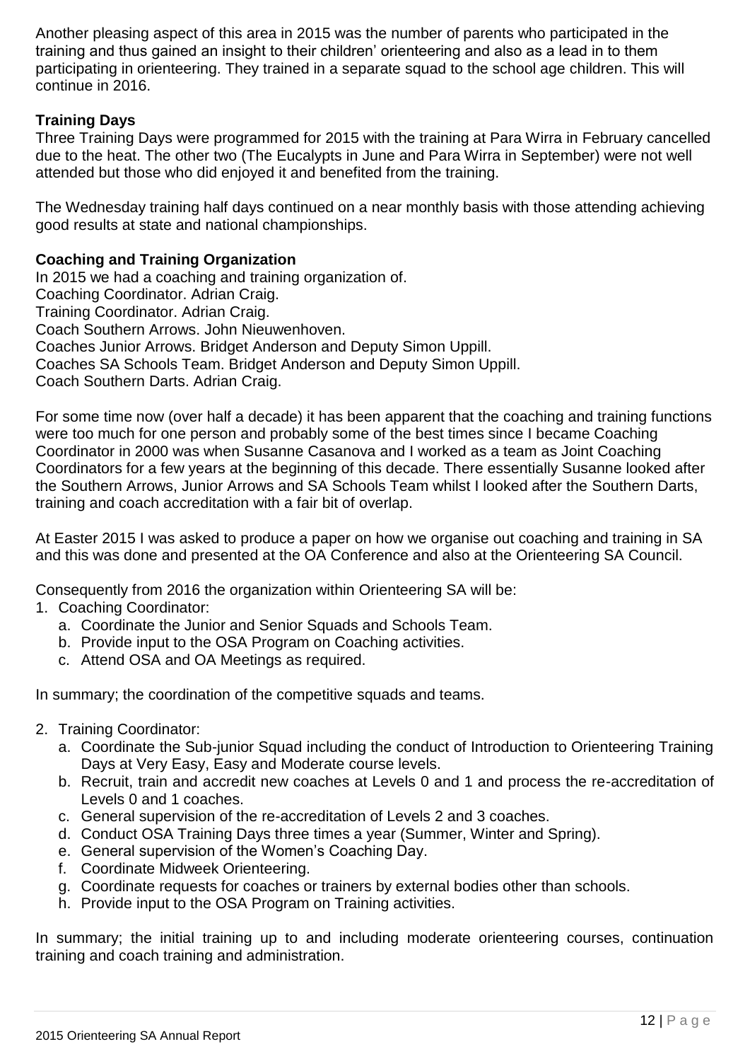Another pleasing aspect of this area in 2015 was the number of parents who participated in the training and thus gained an insight to their children' orienteering and also as a lead in to them participating in orienteering. They trained in a separate squad to the school age children. This will continue in 2016.

**Training Days**

Three Training Days were programmed for 2015 with the training at Para Wirra in February cancelled due to the heat. The other two (The Eucalypts in June and Para Wirra in September) were not well attended but those who did enjoyed it and benefited from the training.

The Wednesday training half days continued on a near monthly basis with those attending achieving good results at state and national championships.

**Coaching and Training Organization**

In 2015 we had a coaching and training organization of.
Coaching Coordinator. Adrian Craig.
Training Coordinator. Adrian Craig.
Coach Southern Arrows. John Nieuwenhoven.
Coaches Junior Arrows. Bridget Anderson and Deputy Simon Uppill.
Coaches SA Schools Team. Bridget Anderson and Deputy Simon Uppill.
Coach Southern Darts. Adrian Craig.

For some time now (over half a decade) it has been apparent that the coaching and training functions were too much for one person and probably some of the best times since I became Coaching Coordinator in 2000 was when Susanne Casanova and I worked as a team as Joint Coaching Coordinators for a few years at the beginning of this decade. There essentially Susanne looked after the Southern Arrows, Junior Arrows and SA Schools Team whilst I looked after the Southern Darts, training and coach accreditation with a fair bit of overlap.

At Easter 2015 I was asked to produce a paper on how we organise out coaching and training in SA and this was done and presented at the OA Conference and also at the Orienteering SA Council.

Consequently from 2016 the organization within Orienteering SA will be:

1. Coaching Coordinator:
   a. Coordinate the Junior and Senior Squads and Schools Team.
   b. Provide input to the OSA Program on Coaching activities.
   c. Attend OSA and OA Meetings as required.

In summary; the coordination of the competitive squads and teams.

2. Training Coordinator:
   a. Coordinate the Sub-junior Squad including the conduct of Introduction to Orienteering Training Days at Very Easy, Easy and Moderate course levels.
   b. Recruit, train and accredit new coaches at Levels 0 and 1 and process the re-accreditation of Levels 0 and 1 coaches.
   c. General supervision of the re-accreditation of Levels 2 and 3 coaches.
   d. Conduct OSA Training Days three times a year (Summer, Winter and Spring).
   e. General supervision of the Women's Coaching Day.
   f. Coordinate Midweek Orienteering.
   g. Coordinate requests for coaches or trainers by external bodies other than schools.
   h. Provide input to the OSA Program on Training activities.

In summary; the initial training up to and including moderate orienteering courses, continuation training and coach training and administration.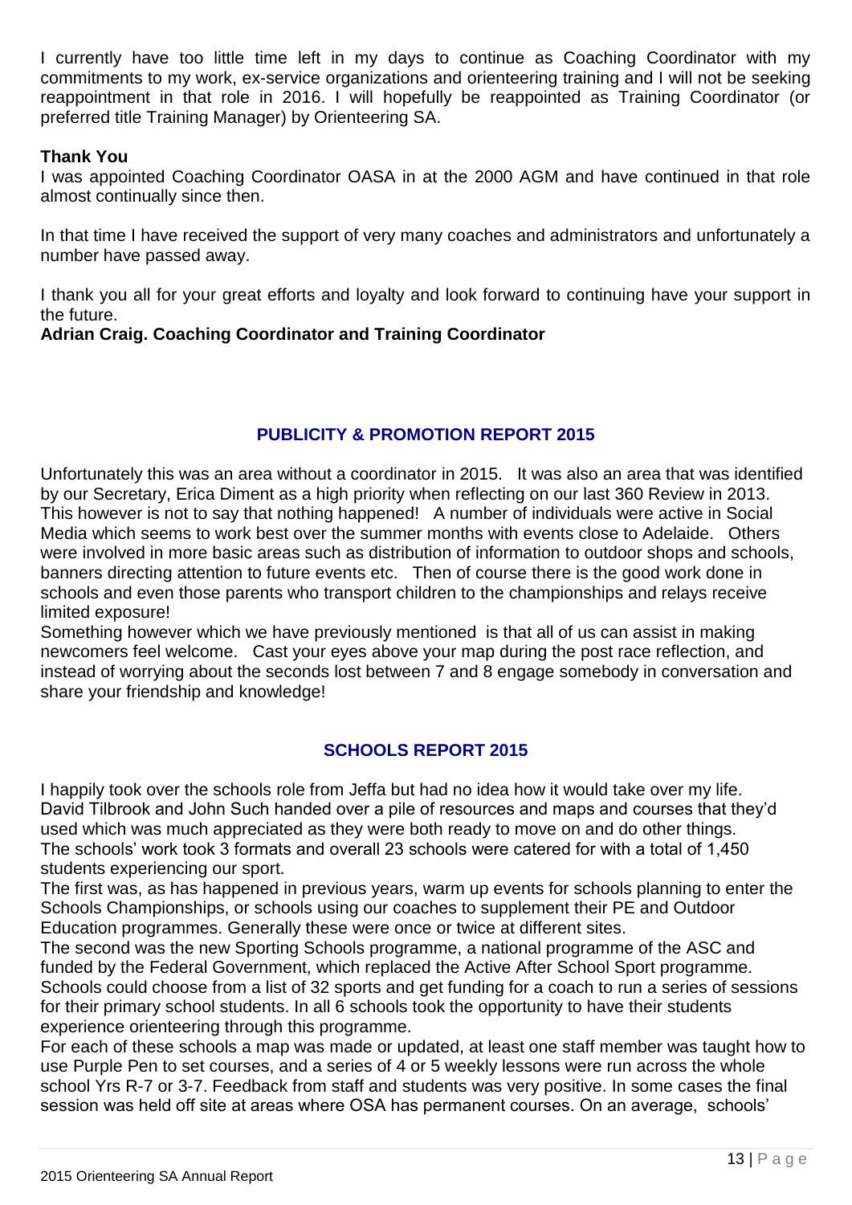I currently have too little time left in my days to continue as Coaching Coordinator with my commitments to my work, ex-service organizations and orienteering training and I will not be seeking reappointment in that role in 2016. I will hopefully be reappointed as Training Coordinator (or preferred title Training Manager) by Orienteering SA.

**Thank You**

I was appointed Coaching Coordinator OASA in at the 2000 AGM and have continued in that role almost continually since then.

In that time I have received the support of very many coaches and administrators and unfortunately a number have passed away.

I thank you all for your great efforts and loyalty and look forward to continuing have your support in the future.

**Adrian Craig. Coaching Coordinator and Training Coordinator**

## PUBLICITY & PROMOTION REPORT 2015

Unfortunately this was an area without a coordinator in 2015. It was also an area that was identified by our Secretary, Erica Diment as a high priority when reflecting on our last 360 Review in 2013. This however is not to say that nothing happened! A number of individuals were active in Social Media which seems to work best over the summer months with events close to Adelaide. Others were involved in more basic areas such as distribution of information to outdoor shops and schools, banners directing attention to future events etc. Then of course there is the good work done in schools and even those parents who transport children to the championships and relays receive limited exposure!

Something however which we have previously mentioned is that all of us can assist in making newcomers feel welcome. Cast your eyes above your map during the post race reflection, and instead of worrying about the seconds lost between 7 and 8 engage somebody in conversation and share your friendship and knowledge!

## SCHOOLS REPORT 2015

I happily took over the schools role from Jeffa but had no idea how it would take over my life. David Tilbrook and John Such handed over a pile of resources and maps and courses that they'd used which was much appreciated as they were both ready to move on and do other things.

The schools' work took 3 formats and overall 23 schools were catered for with a total of 1,450 students experiencing our sport.

The first was, as has happened in previous years, warm up events for schools planning to enter the Schools Championships, or schools using our coaches to supplement their PE and Outdoor Education programmes. Generally these were once or twice at different sites.

The second was the new Sporting Schools programme, a national programme of the ASC and funded by the Federal Government, which replaced the Active After School Sport programme. Schools could choose from a list of 32 sports and get funding for a coach to run a series of sessions for their primary school students. In all 6 schools took the opportunity to have their students experience orienteering through this programme.

For each of these schools a map was made or updated, at least one staff member was taught how to use Purple Pen to set courses, and a series of 4 or 5 weekly lessons were run across the whole school Yrs R-7 or 3-7. Feedback from staff and students was very positive. In some cases the final session was held off site at areas where OSA has permanent courses. On an average, schools'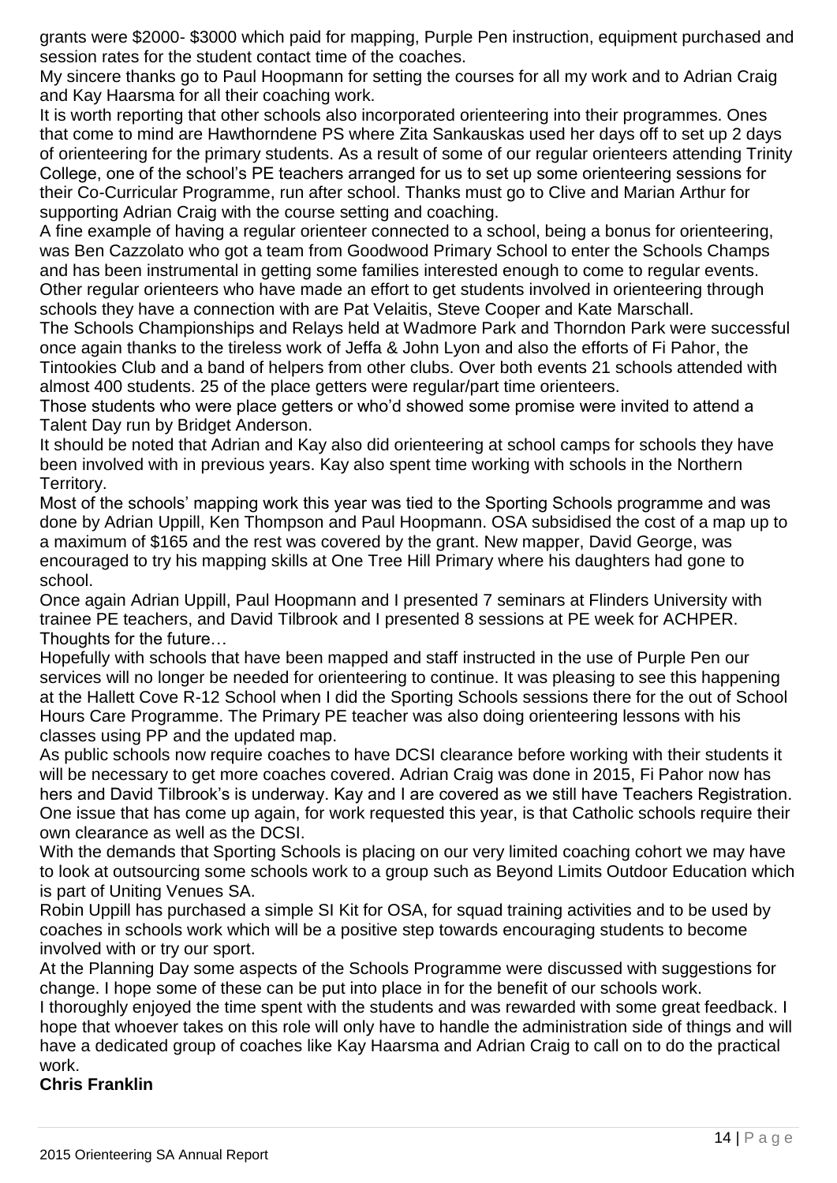grants were $2000- $3000 which paid for mapping, Purple Pen instruction, equipment purchased and session rates for the student contact time of the coaches.

My sincere thanks go to Paul Hoopmann for setting the courses for all my work and to Adrian Craig and Kay Haarsma for all their coaching work.

It is worth reporting that other schools also incorporated orienteering into their programmes. Ones that come to mind are Hawthorndene PS where Zita Sankauskas used her days off to set up 2 days of orienteering for the primary students. As a result of some of our regular orienteers attending Trinity College, one of the school's PE teachers arranged for us to set up some orienteering sessions for their Co-Curricular Programme, run after school. Thanks must go to Clive and Marian Arthur for supporting Adrian Craig with the course setting and coaching.

A fine example of having a regular orienteer connected to a school, being a bonus for orienteering, was Ben Cazzolato who got a team from Goodwood Primary School to enter the Schools Champs and has been instrumental in getting some families interested enough to come to regular events.

Other regular orienteers who have made an effort to get students involved in orienteering through schools they have a connection with are Pat Velaitis, Steve Cooper and Kate Marschall.

The Schools Championships and Relays held at Wadmore Park and Thorndon Park were successful once again thanks to the tireless work of Jeffa & John Lyon and also the efforts of Fi Pahor, the Tintookies Club and a band of helpers from other clubs. Over both events 21 schools attended with almost 400 students. 25 of the place getters were regular/part time orienteers.

Those students who were place getters or who'd showed some promise were invited to attend a Talent Day run by Bridget Anderson.

It should be noted that Adrian and Kay also did orienteering at school camps for schools they have been involved with in previous years. Kay also spent time working with schools in the Northern Territory.

Most of the schools' mapping work this year was tied to the Sporting Schools programme and was done by Adrian Uppill, Ken Thompson and Paul Hoopmann. OSA subsidised the cost of a map up to a maximum of $165 and the rest was covered by the grant. New mapper, David George, was encouraged to try his mapping skills at One Tree Hill Primary where his daughters had gone to school.

Once again Adrian Uppill, Paul Hoopmann and I presented 7 seminars at Flinders University with trainee PE teachers, and David Tilbrook and I presented 8 sessions at PE week for ACHPER.

Thoughts for the future…

Hopefully with schools that have been mapped and staff instructed in the use of Purple Pen our services will no longer be needed for orienteering to continue. It was pleasing to see this happening at the Hallett Cove R-12 School when I did the Sporting Schools sessions there for the out of School Hours Care Programme. The Primary PE teacher was also doing orienteering lessons with his classes using PP and the updated map.

As public schools now require coaches to have DCSI clearance before working with their students it will be necessary to get more coaches covered. Adrian Craig was done in 2015, Fi Pahor now has hers and David Tilbrook's is underway. Kay and I are covered as we still have Teachers Registration. One issue that has come up again, for work requested this year, is that Catholic schools require their own clearance as well as the DCSI.

With the demands that Sporting Schools is placing on our very limited coaching cohort we may have to look at outsourcing some schools work to a group such as Beyond Limits Outdoor Education which is part of Uniting Venues SA.

Robin Uppill has purchased a simple SI Kit for OSA, for squad training activities and to be used by coaches in schools work which will be a positive step towards encouraging students to become involved with or try our sport.

At the Planning Day some aspects of the Schools Programme were discussed with suggestions for change. I hope some of these can be put into place in for the benefit of our schools work.

I thoroughly enjoyed the time spent with the students and was rewarded with some great feedback. I hope that whoever takes on this role will only have to handle the administration side of things and will have a dedicated group of coaches like Kay Haarsma and Adrian Craig to call on to do the practical work.

**Chris Franklin**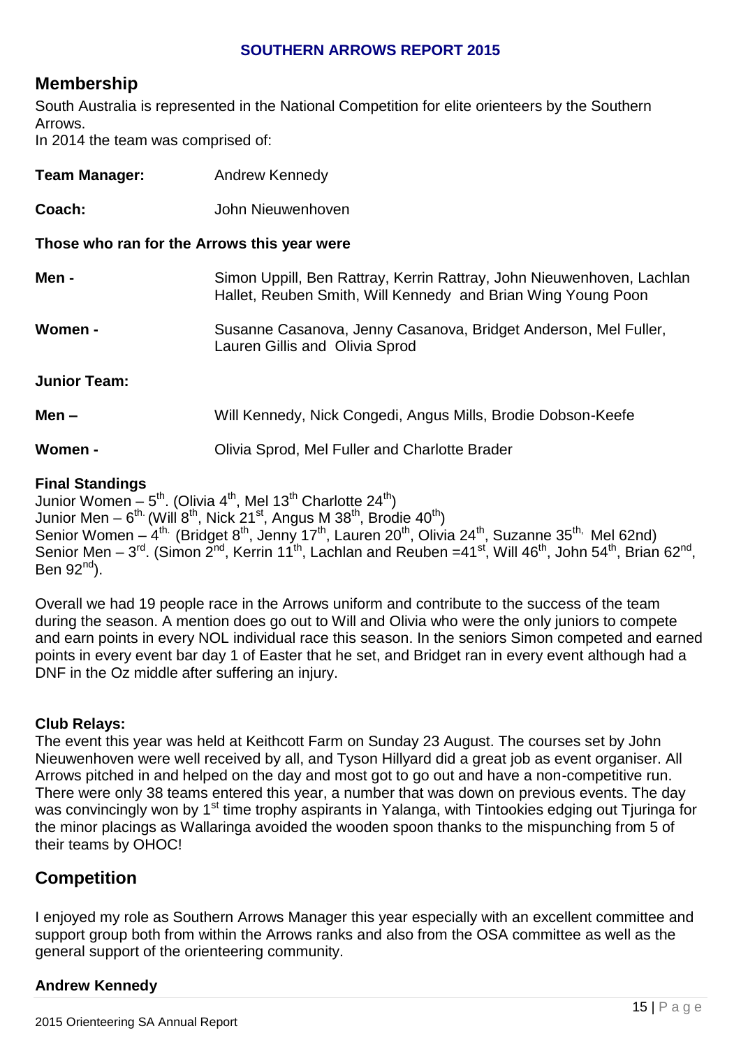**SOUTHERN ARROWS REPORT 2015**

## Membership

South Australia is represented in the National Competition for elite orienteers by the Southern Arrows.
In 2014 the team was comprised of:

**Team Manager:** Andrew Kennedy

**Coach:** John Nieuwenhoven

**Those who ran for the Arrows this year were**

**Men -** Simon Uppill, Ben Rattray, Kerrin Rattray, John Nieuwenhoven, Lachlan Hallet, Reuben Smith, Will Kennedy and Brian Wing Young Poon

**Women -** Susanne Casanova, Jenny Casanova, Bridget Anderson, Mel Fuller, Lauren Gillis and Olivia Sprod

**Junior Team:**

**Men –** Will Kennedy, Nick Congedi, Angus Mills, Brodie Dobson-Keefe

**Women -** Olivia Sprod, Mel Fuller and Charlotte Brader

**Final Standings**

Junior Women – 5th. (Olivia 4th, Mel 13th Charlotte 24th)
Junior Men – 6th. (Will 8th, Nick 21st, Angus M 38th, Brodie 40th)
Senior Women – 4th. (Bridget 8th, Jenny 17th, Lauren 20th, Olivia 24th, Suzanne 35th, Mel 62nd)
Senior Men – 3rd. (Simon 2nd, Kerrin 11th, Lachlan and Reuben =41st, Will 46th, John 54th, Brian 62nd, Ben 92nd).

Overall we had 19 people race in the Arrows uniform and contribute to the success of the team during the season. A mention does go out to Will and Olivia who were the only juniors to compete and earn points in every NOL individual race this season. In the seniors Simon competed and earned points in every event bar day 1 of Easter that he set, and Bridget ran in every event although had a DNF in the Oz middle after suffering an injury.

**Club Relays:**

The event this year was held at Keithcott Farm on Sunday 23 August. The courses set by John Nieuwenhoven were well received by all, and Tyson Hillyard did a great job as event organiser. All Arrows pitched in and helped on the day and most got to go out and have a non-competitive run. There were only 38 teams entered this year, a number that was down on previous events. The day was convincingly won by 1st time trophy aspirants in Yalanga, with Tintookies edging out Tjuringa for the minor placings as Wallaringa avoided the wooden spoon thanks to the mispunching from 5 of their teams by OHOC!

## Competition

I enjoyed my role as Southern Arrows Manager this year especially with an excellent committee and support group both from within the Arrows ranks and also from the OSA committee as well as the general support of the orienteering community.

**Andrew Kennedy**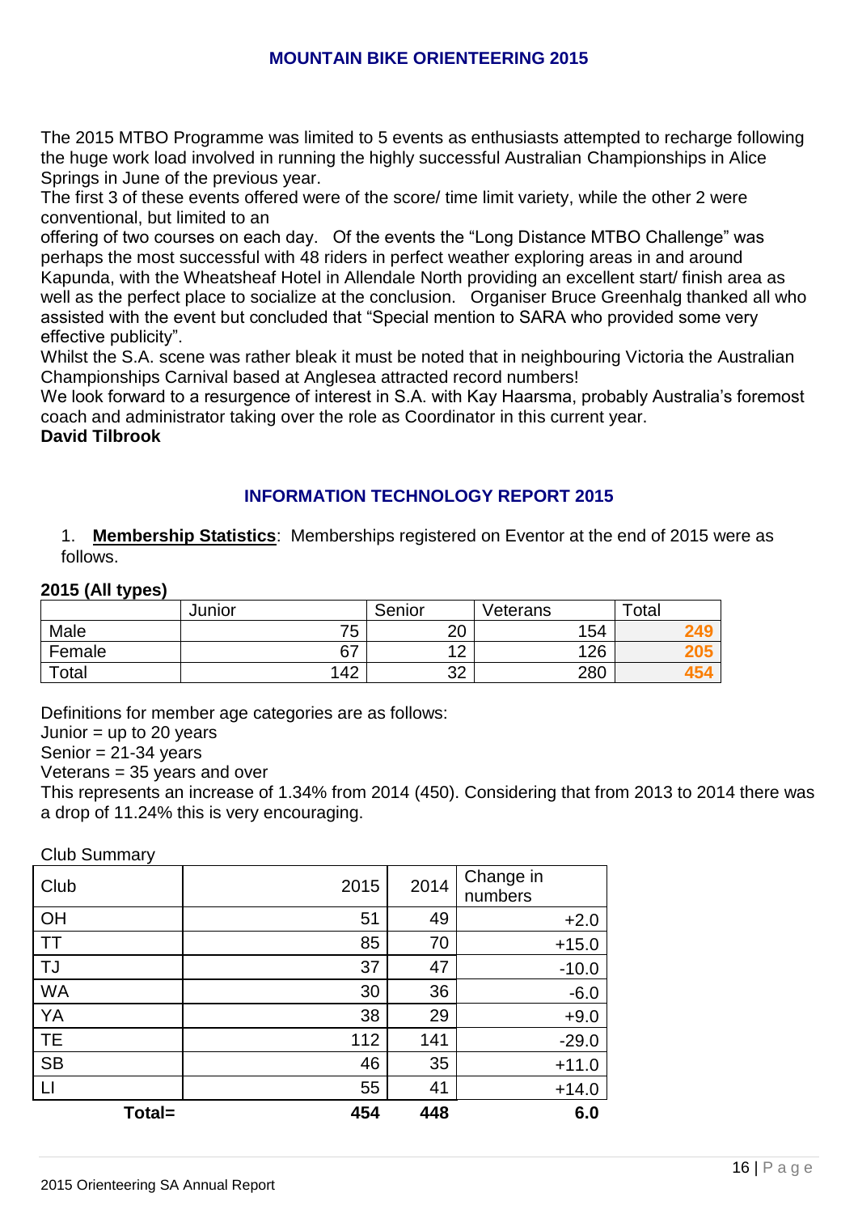## MOUNTAIN BIKE ORIENTEERING 2015

The 2015 MTBO Programme was limited to 5 events as enthusiasts attempted to recharge following the huge work load involved in running the highly successful Australian Championships in Alice Springs in June of the previous year.

The first 3 of these events offered were of the score/ time limit variety, while the other 2 were conventional, but limited to an

offering of two courses on each day. Of the events the "Long Distance MTBO Challenge" was perhaps the most successful with 48 riders in perfect weather exploring areas in and around Kapunda, with the Wheatsheaf Hotel in Allendale North providing an excellent start/ finish area as well as the perfect place to socialize at the conclusion. Organiser Bruce Greenhalg thanked all who assisted with the event but concluded that "Special mention to SARA who provided some very effective publicity".

Whilst the S.A. scene was rather bleak it must be noted that in neighbouring Victoria the Australian Championships Carnival based at Anglesea attracted record numbers!

We look forward to a resurgence of interest in S.A. with Kay Haarsma, probably Australia's foremost coach and administrator taking over the role as Coordinator in this current year.

**David Tilbrook**

## INFORMATION TECHNOLOGY REPORT 2015

1. **Membership Statistics**: Memberships registered on Eventor at the end of 2015 were as follows.

**2015 (All types)**

| | Junior | Senior | Veterans | Total |
|---|---|---|---|---|
| Male | 75 | 20 | 154 | 249 |
| Female | 67 | 12 | 126 | 205 |
| Total | 142 | 32 | 280 | 454 |

Definitions for member age categories are as follows:

Junior = up to 20 years

Senior = 21-34 years

Veterans = 35 years and over

This represents an increase of 1.34% from 2014 (450). Considering that from 2013 to 2014 there was a drop of 11.24% this is very encouraging.

Club Summary

| Club | 2015 | 2014 | Change in numbers |
|---|---|---|---|
| OH | 51 | 49 | +2.0 |
| TT | 85 | 70 | +15.0 |
| TJ | 37 | 47 | -10.0 |
| WA | 30 | 36 | -6.0 |
| YA | 38 | 29 | +9.0 |
| TE | 112 | 141 | -29.0 |
| SB | 46 | 35 | +11.0 |
| LI | 55 | 41 | +14.0 |
| **Total=** | **454** | **448** | **6.0** |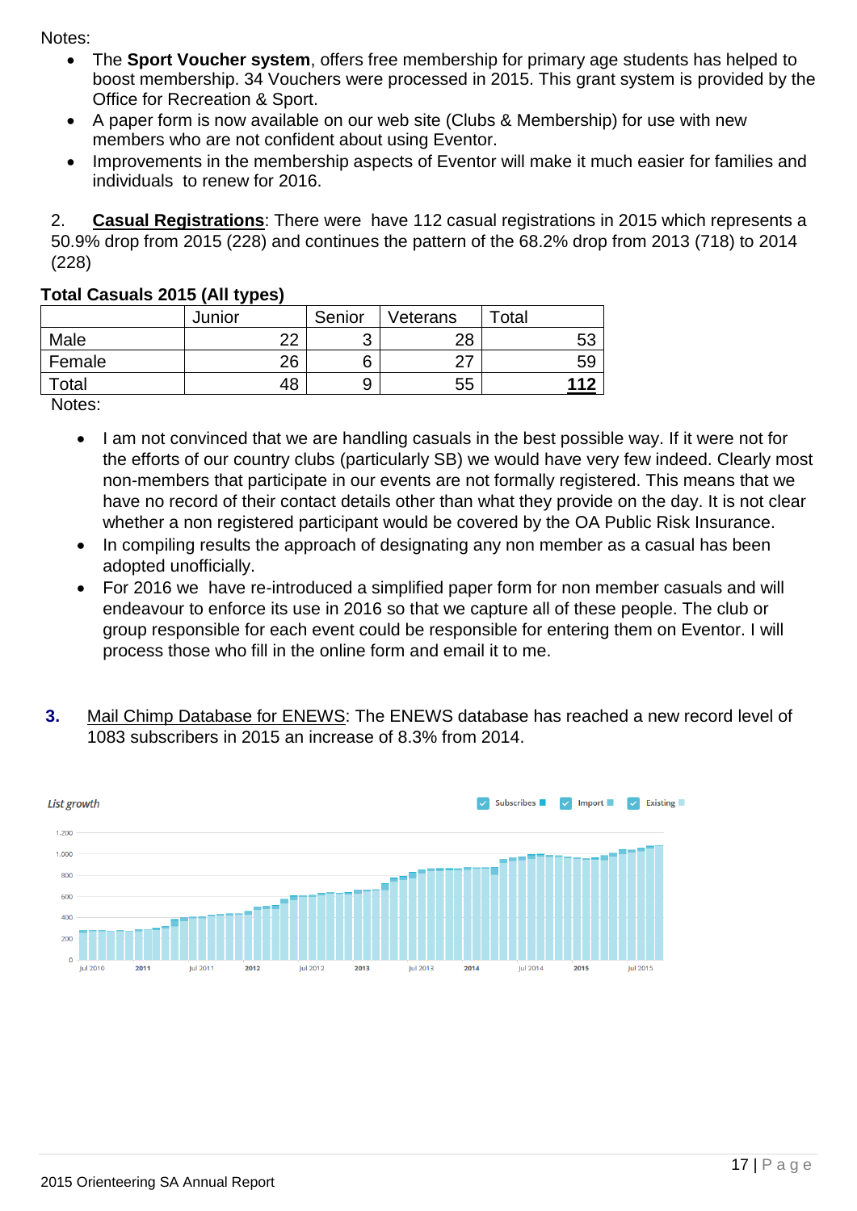Notes:

- The **Sport Voucher system**, offers free membership for primary age students has helped to boost membership. 34 Vouchers were processed in 2015. This grant system is provided by the Office for Recreation & Sport.
- A paper form is now available on our web site (Clubs & Membership) for use with new members who are not confident about using Eventor.
- Improvements in the membership aspects of Eventor will make it much easier for families and individuals to renew for 2016.

2. **Casual Registrations**: There were have 112 casual registrations in 2015 which represents a 50.9% drop from 2015 (228) and continues the pattern of the 68.2% drop from 2013 (718) to 2014 (228)

**Total Casuals 2015 (All types)**

| | Junior | Senior | Veterans | Total |
|---|---|---|---|---|
| Male | 22 | 3 | 28 | 53 |
| Female | 26 | 6 | 27 | 59 |
| Total | 48 | 9 | 55 | **112** |

Notes:

- I am not convinced that we are handling casuals in the best possible way. If it were not for the efforts of our country clubs (particularly SB) we would have very few indeed. Clearly most non-members that participate in our events are not formally registered. This means that we have no record of their contact details other than what they provide on the day. It is not clear whether a non registered participant would be covered by the OA Public Risk Insurance.
- In compiling results the approach of designating any non member as a casual has been adopted unofficially.
- For 2016 we have re-introduced a simplified paper form for non member casuals and will endeavour to enforce its use in 2016 so that we capture all of these people. The club or group responsible for each event could be responsible for entering them on Eventor. I will process those who fill in the online form and email it to me.

**3.** Mail Chimp Database for ENEWS: The ENEWS database has reached a new record level of 1083 subscribers in 2015 an increase of 8.3% from 2014.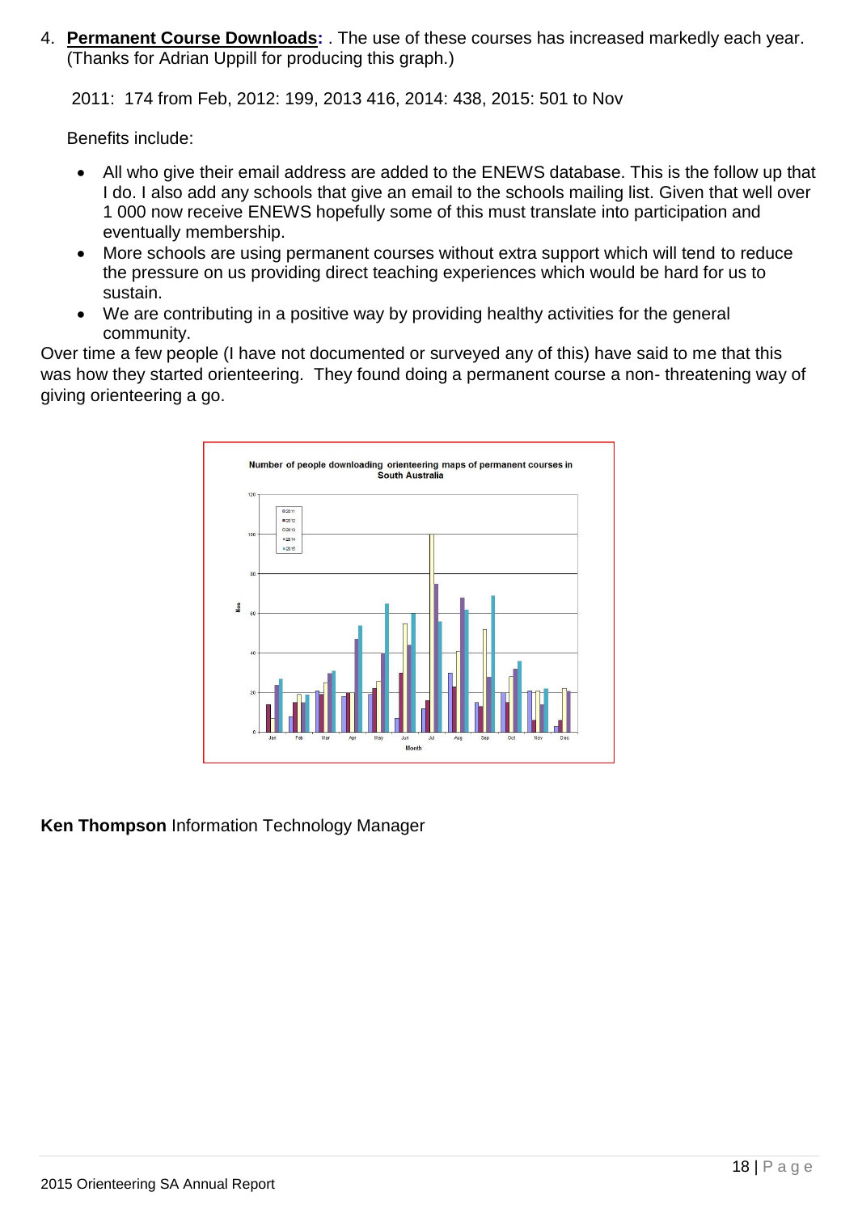4. **Permanent Course Downloads:** . The use of these courses has increased markedly each year. (Thanks for Adrian Uppill for producing this graph.)

   2011: 174 from Feb, 2012: 199, 2013 416, 2014: 438, 2015: 501 to Nov

   Benefits include:

   - All who give their email address are added to the ENEWS database. This is the follow up that I do. I also add any schools that give an email to the schools mailing list. Given that well over 1 000 now receive ENEWS hopefully some of this must translate into participation and eventually membership.
   - More schools are using permanent courses without extra support which will tend to reduce the pressure on us providing direct teaching experiences which would be hard for us to sustain.
   - We are contributing in a positive way by providing healthy activities for the general community.

Over time a few people (I have not documented or surveyed any of this) have said to me that this was how they started orienteering. They found doing a permanent course a non- threatening way of giving orienteering a go.

**Ken Thompson** Information Technology Manager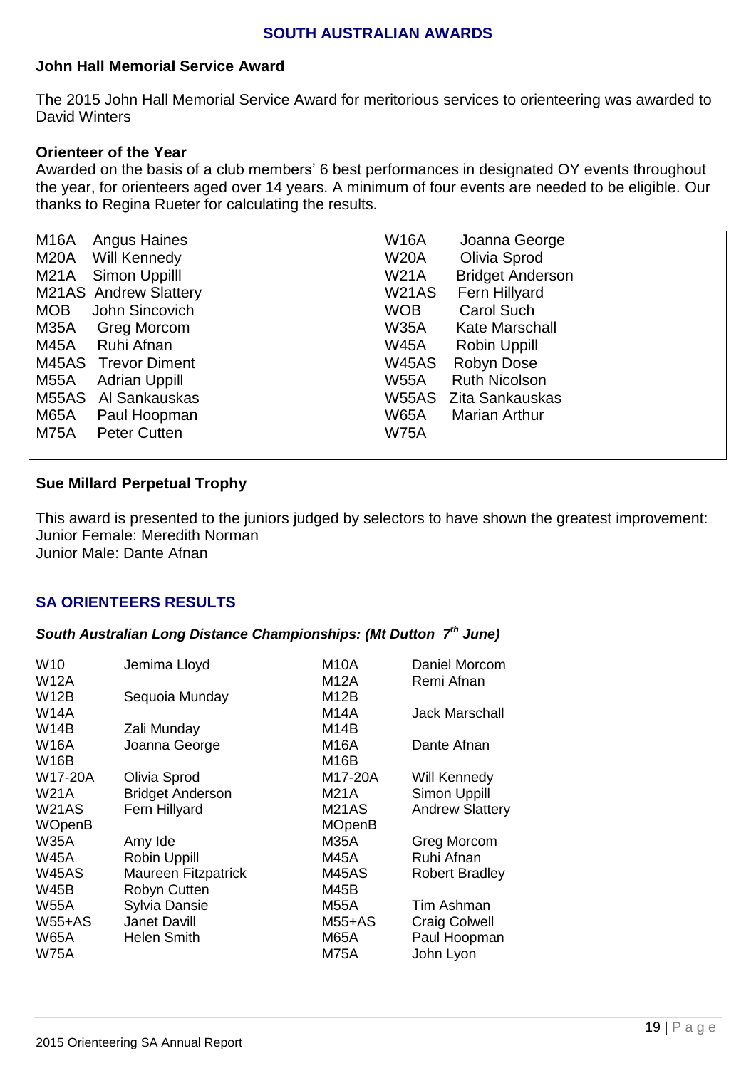## SOUTH AUSTRALIAN AWARDS

### John Hall Memorial Service Award

The 2015 John Hall Memorial Service Award for meritorious services to orienteering was awarded to David Winters

### Orienteer of the Year

Awarded on the basis of a club members' 6 best performances in designated OY events throughout the year, for orienteers aged over 14 years. A minimum of four events are needed to be eligible. Our thanks to Regina Rueter for calculating the results.

| | | | |
|---|---|---|---|
| M16A | Angus Haines | W16A | Joanna George |
| M20A | Will Kennedy | W20A | Olivia Sprod |
| M21A | Simon Uppilll | W21A | Bridget Anderson |
| M21AS | Andrew Slattery | W21AS | Fern Hillyard |
| MOB | John Sincovich | WOB | Carol Such |
| M35A | Greg Morcom | W35A | Kate Marschall |
| M45A | Ruhi Afnan | W45A | Robin Uppill |
| M45AS | Trevor Diment | W45AS | Robyn Dose |
| M55A | Adrian Uppill | W55A | Ruth Nicolson |
| M55AS | Al Sankauskas | W55AS | Zita Sankauskas |
| M65A | Paul Hoopman | W65A | Marian Arthur |
| M75A | Peter Cutten | W75A | |

### Sue Millard Perpetual Trophy

This award is presented to the juniors judged by selectors to have shown the greatest improvement:
Junior Female: Meredith Norman
Junior Male: Dante Afnan

## SA ORIENTEERS RESULTS

***South Australian Long Distance Championships: (Mt Dutton 7th June)***

| | | | |
|---|---|---|---|
| W10 | Jemima Lloyd | M10A | Daniel Morcom |
| W12A | | M12A | Remi Afnan |
| W12B | Sequoia Munday | M12B | |
| W14A | | M14A | Jack Marschall |
| W14B | Zali Munday | M14B | |
| W16A | Joanna George | M16A | Dante Afnan |
| W16B | | M16B | |
| W17-20A | Olivia Sprod | M17-20A | Will Kennedy |
| W21A | Bridget Anderson | M21A | Simon Uppill |
| W21AS | Fern Hillyard | M21AS | Andrew Slattery |
| WOpenB | | MOpenB | |
| W35A | Amy Ide | M35A | Greg Morcom |
| W45A | Robin Uppill | M45A | Ruhi Afnan |
| W45AS | Maureen Fitzpatrick | M45AS | Robert Bradley |
| W45B | Robyn Cutten | M45B | |
| W55A | Sylvia Dansie | M55A | Tim Ashman |
| W55+AS | Janet Davill | M55+AS | Craig Colwell |
| W65A | Helen Smith | M65A | Paul Hoopman |
| W75A | | M75A | John Lyon |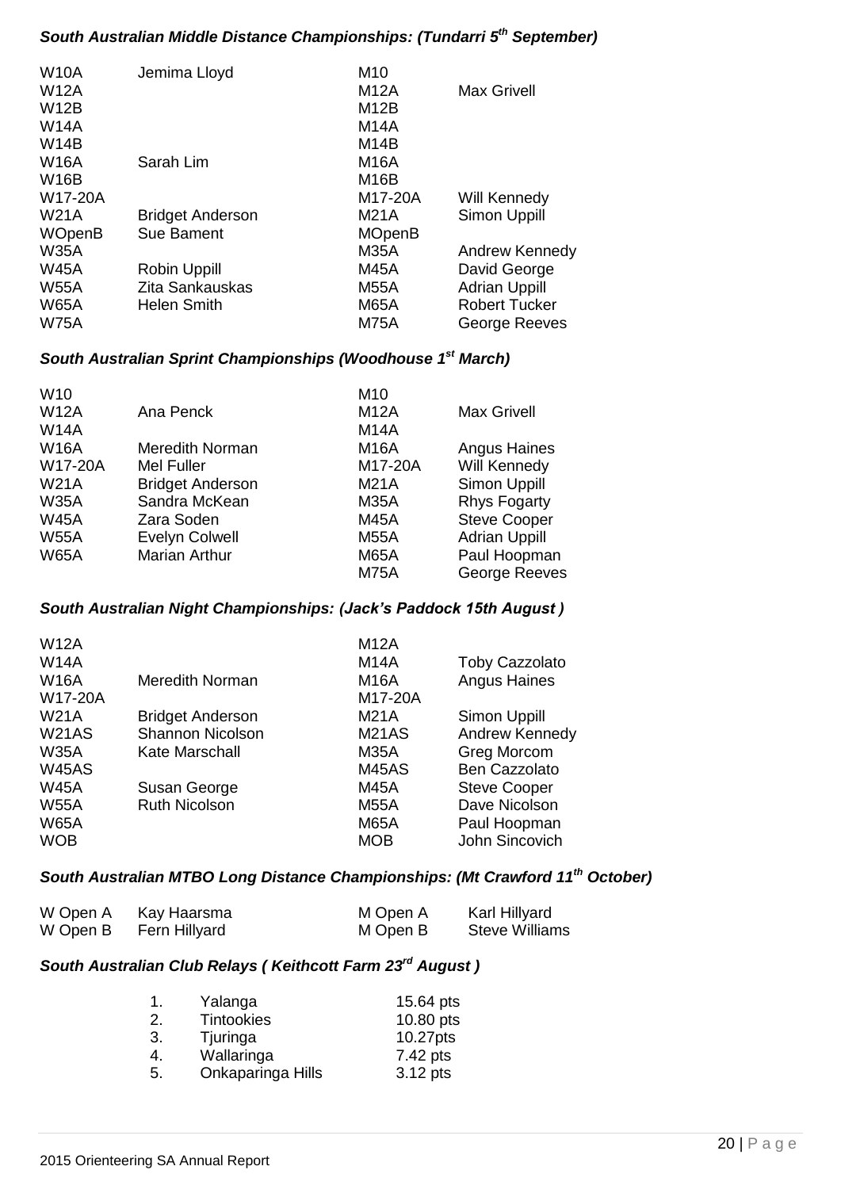### *South Australian Middle Distance Championships: (Tundarri 5th September)*

| | | | |
|---|---|---|---|
| W10A | Jemima Lloyd | M10 | |
| W12A | | M12A | Max Grivell |
| W12B | | M12B | |
| W14A | | M14A | |
| W14B | | M14B | |
| W16A | Sarah Lim | M16A | |
| W16B | | M16B | |
| W17-20A | | M17-20A | Will Kennedy |
| W21A | Bridget Anderson | M21A | Simon Uppill |
| WOpenB | Sue Bament | MOpenB | |
| W35A | | M35A | Andrew Kennedy |
| W45A | Robin Uppill | M45A | David George |
| W55A | Zita Sankauskas | M55A | Adrian Uppill |
| W65A | Helen Smith | M65A | Robert Tucker |
| W75A | | M75A | George Reeves |

### *South Australian Sprint Championships (Woodhouse 1st March)*

| | | | |
|---|---|---|---|
| W10 | | M10 | |
| W12A | Ana Penck | M12A | Max Grivell |
| W14A | | M14A | |
| W16A | Meredith Norman | M16A | Angus Haines |
| W17-20A | Mel Fuller | M17-20A | Will Kennedy |
| W21A | Bridget Anderson | M21A | Simon Uppill |
| W35A | Sandra McKean | M35A | Rhys Fogarty |
| W45A | Zara Soden | M45A | Steve Cooper |
| W55A | Evelyn Colwell | M55A | Adrian Uppill |
| W65A | Marian Arthur | M65A | Paul Hoopman |
| | | M75A | George Reeves |

### *South Australian Night Championships: (Jack's Paddock 15th August )*

| | | | |
|---|---|---|---|
| W12A | | M12A | |
| W14A | | M14A | Toby Cazzolato |
| W16A | Meredith Norman | M16A | Angus Haines |
| W17-20A | | M17-20A | |
| W21A | Bridget Anderson | M21A | Simon Uppill |
| W21AS | Shannon Nicolson | M21AS | Andrew Kennedy |
| W35A | Kate Marschall | M35A | Greg Morcom |
| W45AS | | M45AS | Ben Cazzolato |
| W45A | Susan George | M45A | Steve Cooper |
| W55A | Ruth Nicolson | M55A | Dave Nicolson |
| W65A | | M65A | Paul Hoopman |
| WOB | | MOB | John Sincovich |

### *South Australian MTBO Long Distance Championships: (Mt Crawford 11th October)*

| | | | |
|---|---|---|---|
| W Open A | Kay Haarsma | M Open A | Karl Hillyard |
| W Open B | Fern Hillyard | M Open B | Steve Williams |

### *South Australian Club Relays ( Keithcott Farm 23rd August )*

| | | |
|---|---|---|
| 1. | Yalanga | 15.64 pts |
| 2. | Tintookies | 10.80 pts |
| 3. | Tjuringa | 10.27pts |
| 4. | Wallaringa | 7.42 pts |
| 5. | Onkaparinga Hills | 3.12 pts |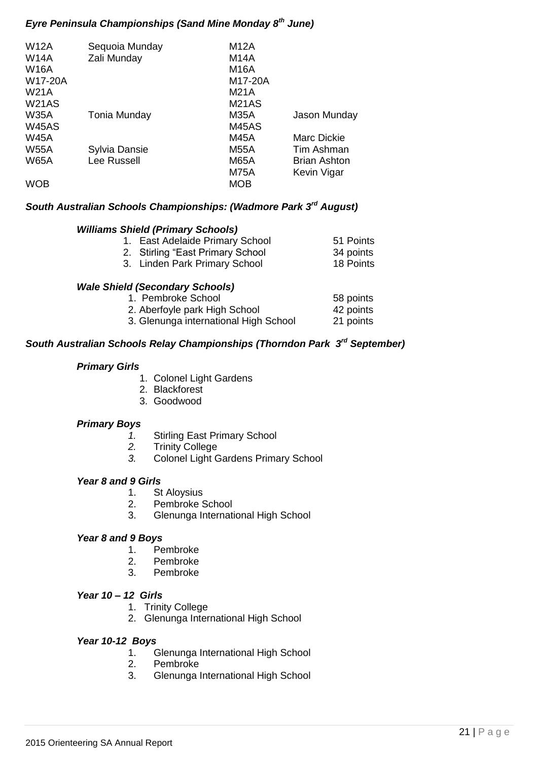***Eyre Peninsula Championships (Sand Mine Monday 8th June)***

| | | | |
|---|---|---|---|
| W12A | Sequoia Munday | M12A | |
| W14A | Zali Munday | M14A | |
| W16A | | M16A | |
| W17-20A | | M17-20A | |
| W21A | | M21A | |
| W21AS | | M21AS | |
| W35A | Tonia Munday | M35A | Jason Munday |
| W45AS | | M45AS | |
| W45A | | M45A | Marc Dickie |
| W55A | Sylvia Dansie | M55A | Tim Ashman |
| W65A | Lee Russell | M65A | Brian Ashton |
| | | M75A | Kevin Vigar |
| WOB | | MOB | |

***South Australian Schools Championships: (Wadmore Park 3rd August)***

***Williams Shield (Primary Schools)***

1. East Adelaide Primary School — 51 Points
2. Stirling "East Primary School — 34 points
3. Linden Park Primary School — 18 Points

***Wale Shield (Secondary Schools)***

1. Pembroke School — 58 points
2. Aberfoyle park High School — 42 points
3. Glenunga international High School — 21 points

***South Australian Schools Relay Championships (Thorndon Park 3rd September)***

***Primary Girls***

1. Colonel Light Gardens
2. Blackforest
3. Goodwood

***Primary Boys***

1. Stirling East Primary School
2. Trinity College
3. Colonel Light Gardens Primary School

***Year 8 and 9 Girls***

1. St Aloysius
2. Pembroke School
3. Glenunga International High School

***Year 8 and 9 Boys***

1. Pembroke
2. Pembroke
3. Pembroke

***Year 10 – 12 Girls***

1. Trinity College
2. Glenunga International High School

***Year 10-12 Boys***

1. Glenunga International High School
2. Pembroke
3. Glenunga International High School